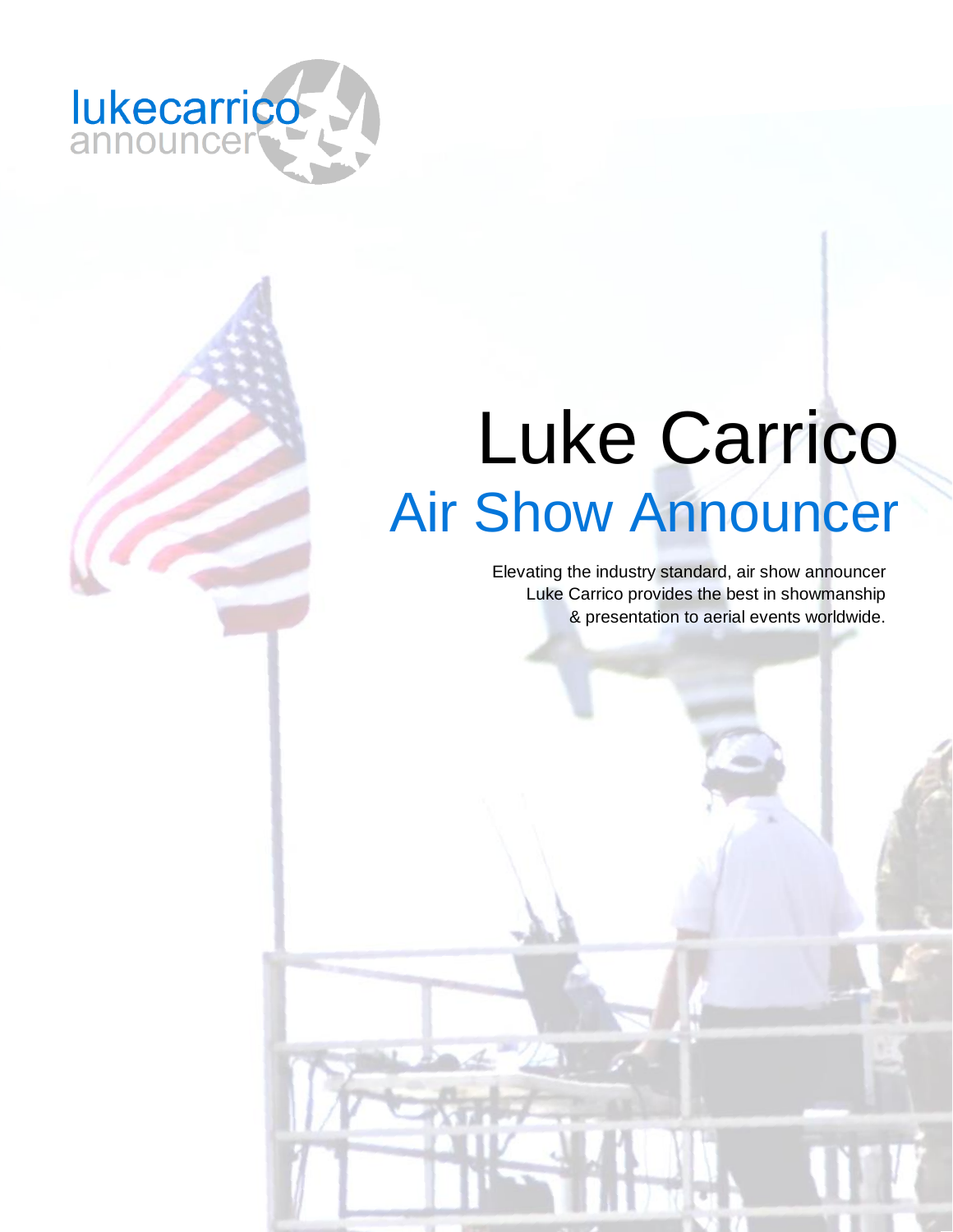lukecarrico
announcer

# Luke Carrico

## Air Show Announcer

Elevating the industry standard, air show announcer Luke Carrico provides the best in showmanship & presentation to aerial events worldwide.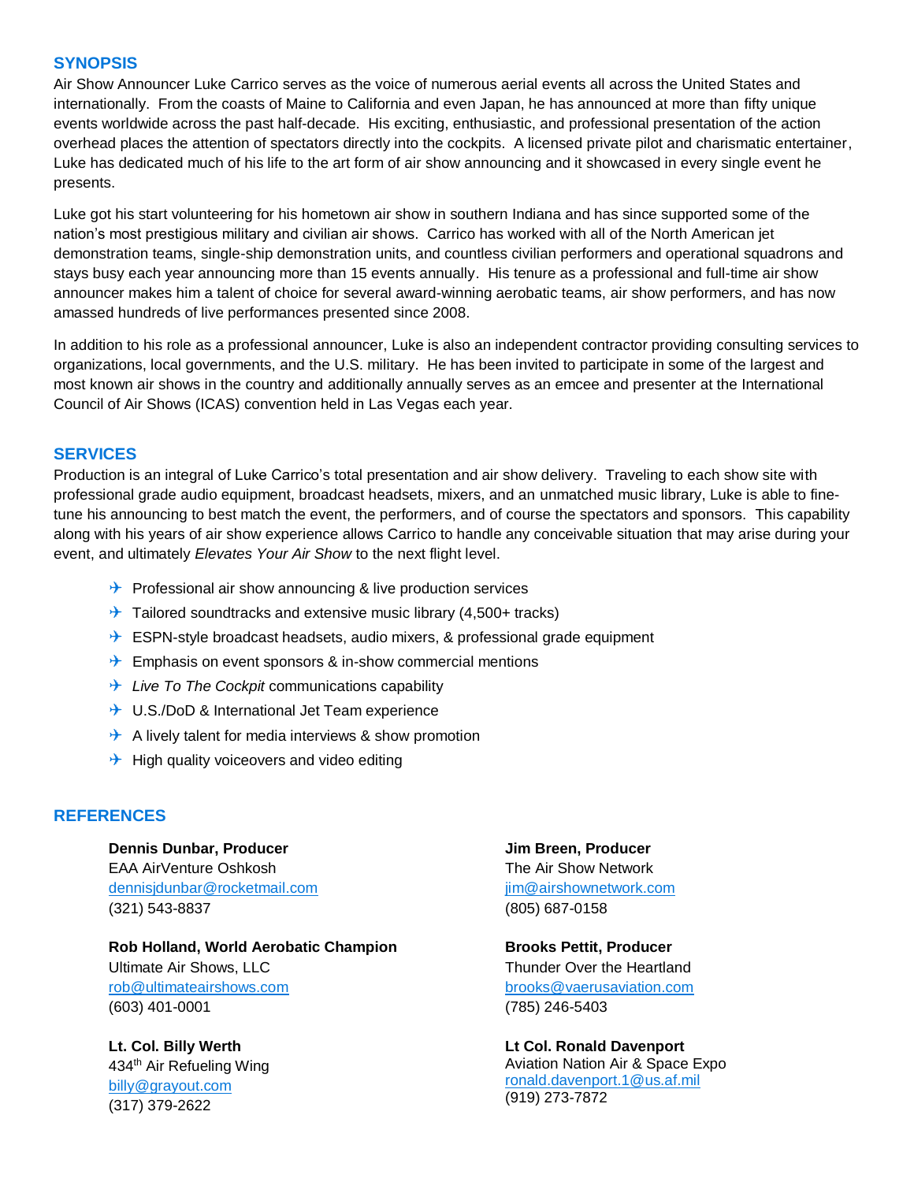## SYNOPSIS

Air Show Announcer Luke Carrico serves as the voice of numerous aerial events all across the United States and internationally. From the coasts of Maine to California and even Japan, he has announced at more than fifty unique events worldwide across the past half-decade. His exciting, enthusiastic, and professional presentation of the action overhead places the attention of spectators directly into the cockpits. A licensed private pilot and charismatic entertainer, Luke has dedicated much of his life to the art form of air show announcing and it showcased in every single event he presents.

Luke got his start volunteering for his hometown air show in southern Indiana and has since supported some of the nation's most prestigious military and civilian air shows. Carrico has worked with all of the North American jet demonstration teams, single-ship demonstration units, and countless civilian performers and operational squadrons and stays busy each year announcing more than 15 events annually. His tenure as a professional and full-time air show announcer makes him a talent of choice for several award-winning aerobatic teams, air show performers, and has now amassed hundreds of live performances presented since 2008.

In addition to his role as a professional announcer, Luke is also an independent contractor providing consulting services to organizations, local governments, and the U.S. military. He has been invited to participate in some of the largest and most known air shows in the country and additionally annually serves as an emcee and presenter at the International Council of Air Shows (ICAS) convention held in Las Vegas each year.

## SERVICES

Production is an integral of Luke Carrico's total presentation and air show delivery. Traveling to each show site with professional grade audio equipment, broadcast headsets, mixers, and an unmatched music library, Luke is able to fine-tune his announcing to best match the event, the performers, and of course the spectators and sponsors. This capability along with his years of air show experience allows Carrico to handle any conceivable situation that may arise during your event, and ultimately *Elevates Your Air Show* to the next flight level.

- ✈ Professional air show announcing & live production services
- ✈ Tailored soundtracks and extensive music library (4,500+ tracks)
- ✈ ESPN-style broadcast headsets, audio mixers, & professional grade equipment
- ✈ Emphasis on event sponsors & in-show commercial mentions
- ✈ *Live To The Cockpit* communications capability
- ✈ U.S./DoD & International Jet Team experience
- ✈ A lively talent for media interviews & show promotion
- ✈ High quality voiceovers and video editing

## REFERENCES

**Dennis Dunbar, Producer**
EAA AirVenture Oshkosh
dennisjdunbar@rocketmail.com
(321) 543-8837

**Jim Breen, Producer**
The Air Show Network
jim@airshownetwork.com
(805) 687-0158

**Rob Holland, World Aerobatic Champion**
Ultimate Air Shows, LLC
rob@ultimateairshows.com
(603) 401-0001

**Brooks Pettit, Producer**
Thunder Over the Heartland
brooks@vaerusaviation.com
(785) 246-5403

**Lt. Col. Billy Werth**
434th Air Refueling Wing
billy@grayout.com
(317) 379-2622

**Lt Col. Ronald Davenport**
Aviation Nation Air & Space Expo
ronald.davenport.1@us.af.mil
(919) 273-7872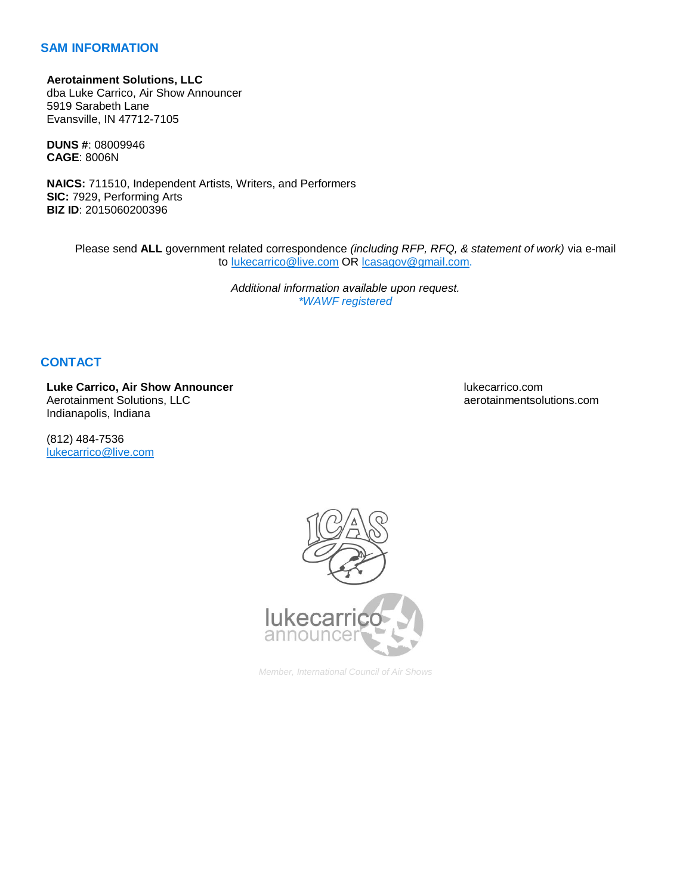## SAM INFORMATION

**Aerotainment Solutions, LLC**
dba Luke Carrico, Air Show Announcer
5919 Sarabeth Lane
Evansville, IN 47712-7105

**DUNS #**: 08009946
**CAGE**: 8006N

**NAICS:** 711510, Independent Artists, Writers, and Performers
**SIC:** 7929, Performing Arts
**BIZ ID**: 2015060200396

Please send **ALL** government related correspondence *(including RFP, RFQ, & statement of work)* via e-mail to lukecarrico@live.com OR lcasagov@gmail.com.

*Additional information available upon request.*
**WAWF registered*

## CONTACT

**Luke Carrico, Air Show Announcer**
Aerotainment Solutions, LLC
Indianapolis, Indiana

(812) 484-7536
lukecarrico@live.com

lukecarrico.com
aerotainmentsolutions.com

*Member, International Council of Air Shows*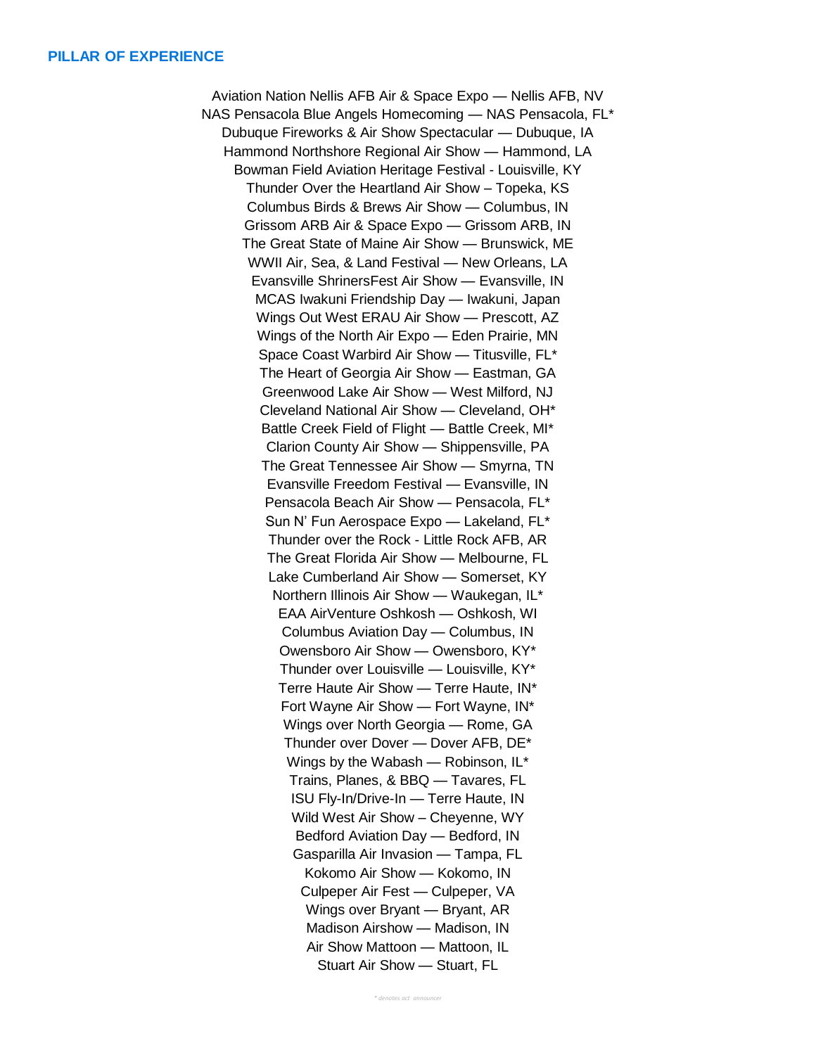## PILLAR OF EXPERIENCE

Aviation Nation Nellis AFB Air & Space Expo — Nellis AFB, NV
NAS Pensacola Blue Angels Homecoming — NAS Pensacola, FL*
Dubuque Fireworks & Air Show Spectacular — Dubuque, IA
Hammond Northshore Regional Air Show — Hammond, LA
Bowman Field Aviation Heritage Festival - Louisville, KY
Thunder Over the Heartland Air Show – Topeka, KS
Columbus Birds & Brews Air Show — Columbus, IN
Grissom ARB Air & Space Expo — Grissom ARB, IN
The Great State of Maine Air Show — Brunswick, ME
WWII Air, Sea, & Land Festival — New Orleans, LA
Evansville ShrinersFest Air Show — Evansville, IN
MCAS Iwakuni Friendship Day — Iwakuni, Japan
Wings Out West ERAU Air Show — Prescott, AZ
Wings of the North Air Expo — Eden Prairie, MN
Space Coast Warbird Air Show — Titusville, FL*
The Heart of Georgia Air Show — Eastman, GA
Greenwood Lake Air Show — West Milford, NJ
Cleveland National Air Show — Cleveland, OH*
Battle Creek Field of Flight — Battle Creek, MI*
Clarion County Air Show — Shippensville, PA
The Great Tennessee Air Show — Smyrna, TN
Evansville Freedom Festival — Evansville, IN
Pensacola Beach Air Show — Pensacola, FL*
Sun N' Fun Aerospace Expo — Lakeland, FL*
Thunder over the Rock - Little Rock AFB, AR
The Great Florida Air Show — Melbourne, FL
Lake Cumberland Air Show — Somerset, KY
Northern Illinois Air Show — Waukegan, IL*
EAA AirVenture Oshkosh — Oshkosh, WI
Columbus Aviation Day — Columbus, IN
Owensboro Air Show — Owensboro, KY*
Thunder over Louisville — Louisville, KY*
Terre Haute Air Show — Terre Haute, IN*
Fort Wayne Air Show — Fort Wayne, IN*
Wings over North Georgia — Rome, GA
Thunder over Dover — Dover AFB, DE*
Wings by the Wabash — Robinson, IL*
Trains, Planes, & BBQ — Tavares, FL
ISU Fly-In/Drive-In — Terre Haute, IN
Wild West Air Show – Cheyenne, WY
Bedford Aviation Day — Bedford, IN
Gasparilla Air Invasion — Tampa, FL
Kokomo Air Show — Kokomo, IN
Culpeper Air Fest — Culpeper, VA
Wings over Bryant — Bryant, AR
Madison Airshow — Madison, IN
Air Show Mattoon — Mattoon, IL
Stuart Air Show — Stuart, FL

*\* denotes act announcer*